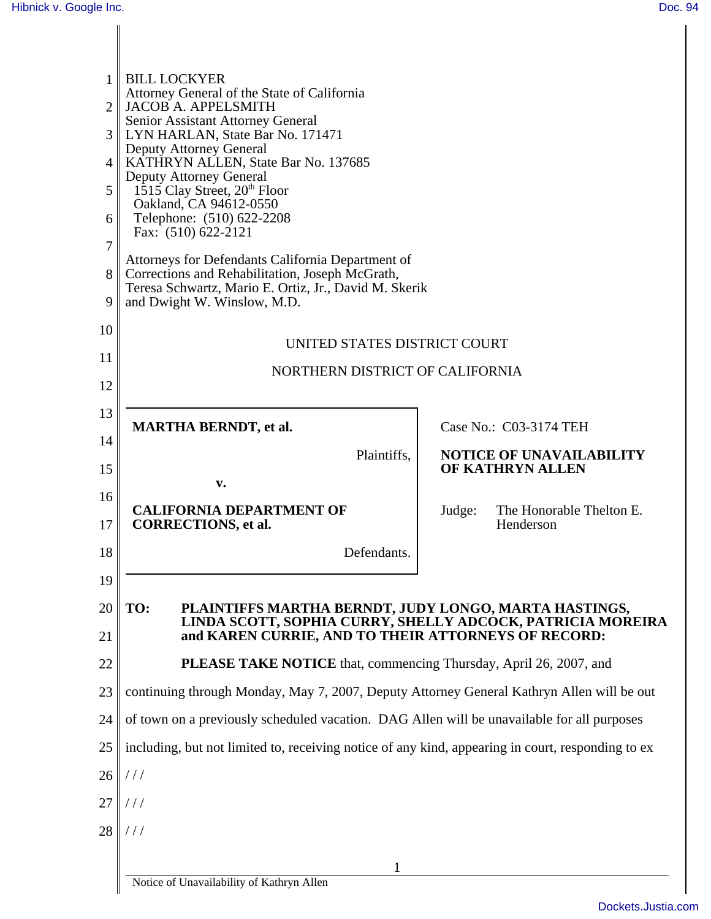BILL LOCKYER
Attorney General of the State of California
JACOB A. APPELSMITH
Senior Assistant Attorney General
LYN HARLAN, State Bar No. 171471
Deputy Attorney General
KATHRYN ALLEN, State Bar No. 137685
Deputy Attorney General
1515 Clay Street, 20th Floor
Oakland, CA 94612-0550
Telephone: (510) 622-2208
Fax: (510) 622-2121

Attorneys for Defendants California Department of Corrections and Rehabilitation, Joseph McGrath, Teresa Schwartz, Mario E. Ortiz, Jr., David M. Skerik and Dwight W. Winslow, M.D.

UNITED STATES DISTRICT COURT

NORTHERN DISTRICT OF CALIFORNIA

| | |
|---|---|
| **MARTHA BERNDT, et al.**<br><br>Plaintiffs,<br><br>**v.**<br><br>**CALIFORNIA DEPARTMENT OF CORRECTIONS, et al.**<br><br>Defendants. | Case No.: C03-3174 TEH<br><br>**NOTICE OF UNAVAILABILITY OF KATHRYN ALLEN**<br><br>Judge: The Honorable Thelton E. Henderson |

**TO: PLAINTIFFS MARTHA BERNDT, JUDY LONGO, MARTA HASTINGS, LINDA SCOTT, SOPHIA CURRY, SHELLY ADCOCK, PATRICIA MOREIRA and KAREN CURRIE, AND TO THEIR ATTORNEYS OF RECORD:**

**PLEASE TAKE NOTICE** that, commencing Thursday, April 26, 2007, and continuing through Monday, May 7, 2007, Deputy Attorney General Kathryn Allen will be out of town on a previously scheduled vacation. DAG Allen will be unavailable for all purposes including, but not limited to, receiving notice of any kind, appearing in court, responding to ex

/ / /

/ / /

/ / /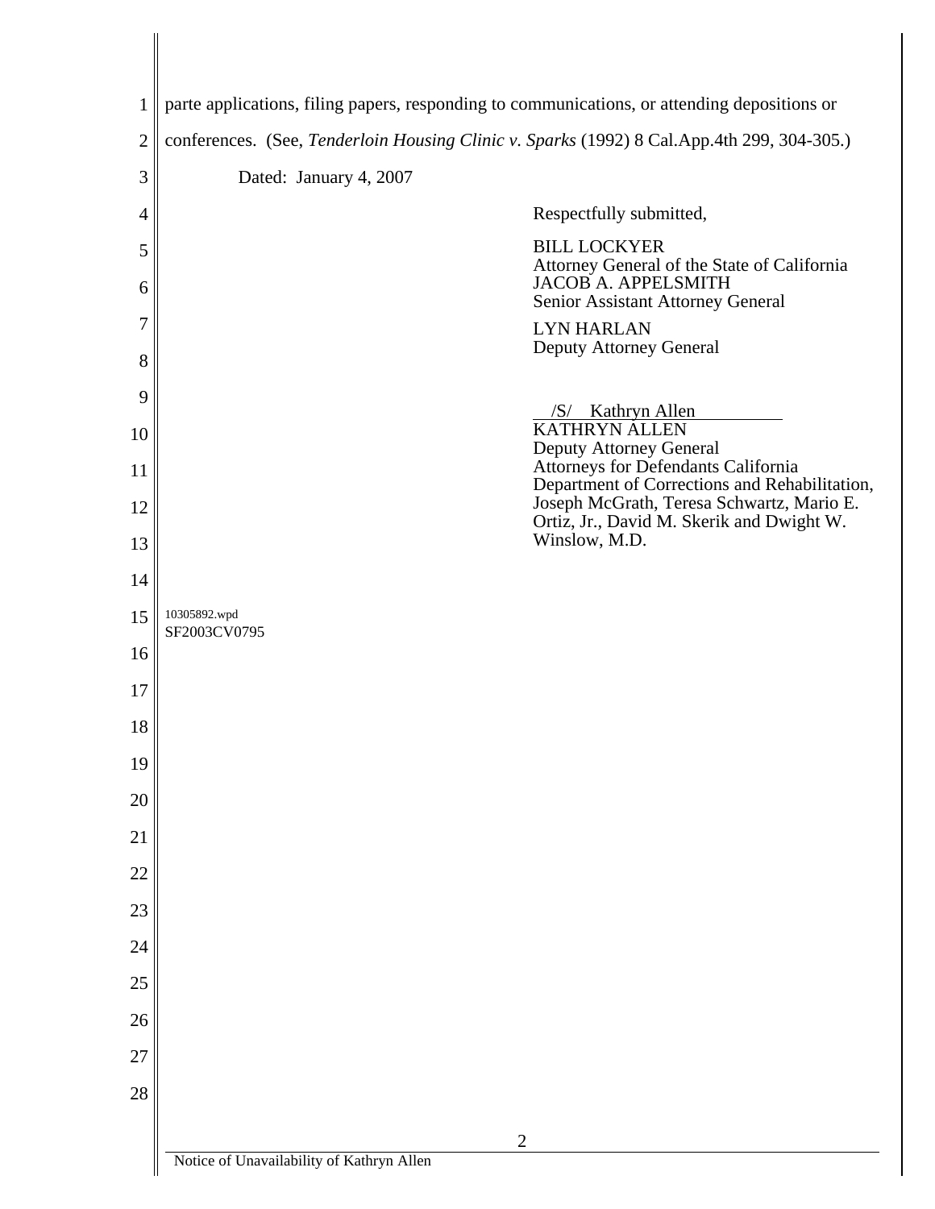parte applications, filing papers, responding to communications, or attending depositions or conferences. (See, *Tenderloin Housing Clinic v. Sparks* (1992) 8 Cal.App.4th 299, 304-305.)

Dated: January 4, 2007

Respectfully submitted,

BILL LOCKYER
Attorney General of the State of California
JACOB A. APPELSMITH
Senior Assistant Attorney General

LYN HARLAN
Deputy Attorney General

/S/ Kathryn Allen
KATHRYN ALLEN
Deputy Attorney General
Attorneys for Defendants California Department of Corrections and Rehabilitation, Joseph McGrath, Teresa Schwartz, Mario E. Ortiz, Jr., David M. Skerik and Dwight W. Winslow, M.D.

10305892.wpd
SF2003CV0795